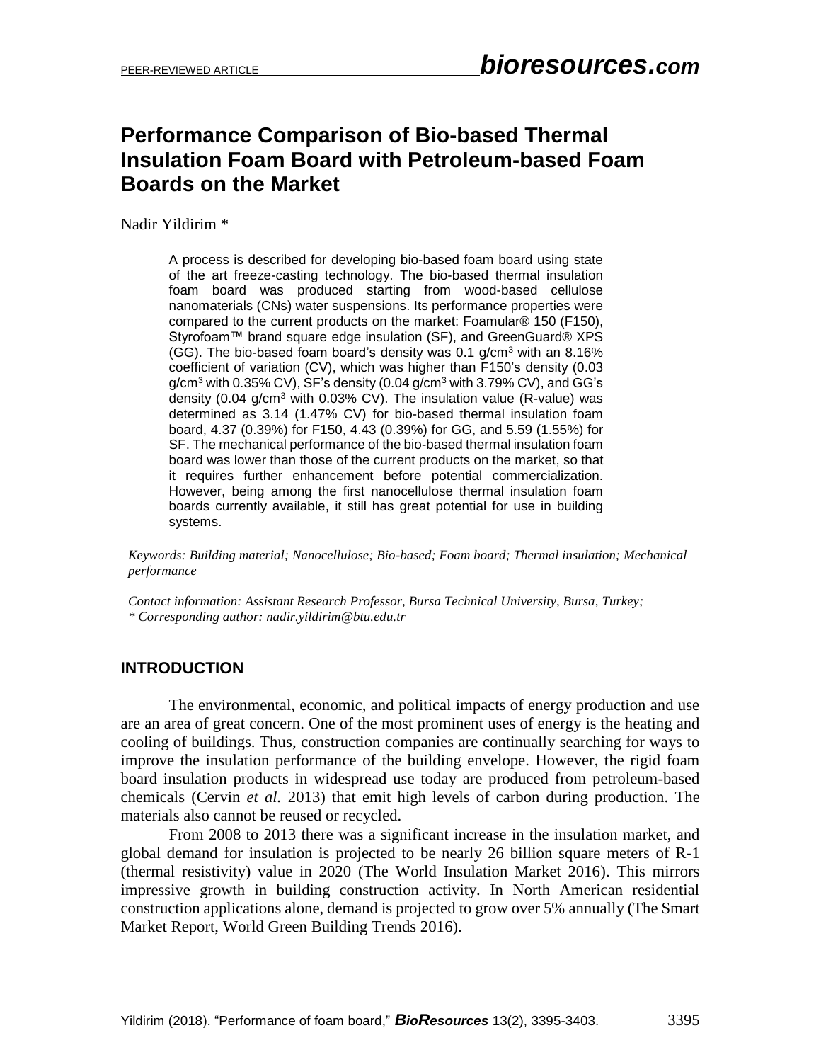# Performance Comparison of Bio-based Thermal Insulation Foam Board with Petroleum-based Foam Boards on the Market

Nadir Yildirim *

> A process is described for developing bio-based foam board using state of the art freeze-casting technology. The bio-based thermal insulation foam board was produced starting from wood-based cellulose nanomaterials (CNs) water suspensions. Its performance properties were compared to the current products on the market: Foamular® 150 (F150), Styrofoam™ brand square edge insulation (SF), and GreenGuard® XPS (GG). The bio-based foam board's density was 0.1 g/cm$^3$ with an 8.16% coefficient of variation (CV), which was higher than F150's density (0.03 g/cm$^3$ with 0.35% CV), SF's density (0.04 g/cm$^3$ with 3.79% CV), and GG's density (0.04 g/cm$^3$ with 0.03% CV). The insulation value (R-value) was determined as 3.14 (1.47% CV) for bio-based thermal insulation foam board, 4.37 (0.39%) for F150, 4.43 (0.39%) for GG, and 5.59 (1.55%) for SF. The mechanical performance of the bio-based thermal insulation foam board was lower than those of the current products on the market, so that it requires further enhancement before potential commercialization. However, being among the first nanocellulose thermal insulation foam boards currently available, it still has great potential for use in building systems.

*Keywords: Building material; Nanocellulose; Bio-based; Foam board; Thermal insulation; Mechanical performance*

*Contact information: Assistant Research Professor, Bursa Technical University, Bursa, Turkey;*
*\* Corresponding author: nadir.yildirim@btu.edu.tr*

## INTRODUCTION

The environmental, economic, and political impacts of energy production and use are an area of great concern. One of the most prominent uses of energy is the heating and cooling of buildings. Thus, construction companies are continually searching for ways to improve the insulation performance of the building envelope. However, the rigid foam board insulation products in widespread use today are produced from petroleum-based chemicals (Cervin *et al.* 2013) that emit high levels of carbon during production. The materials also cannot be reused or recycled.

From 2008 to 2013 there was a significant increase in the insulation market, and global demand for insulation is projected to be nearly 26 billion square meters of R-1 (thermal resistivity) value in 2020 (The World Insulation Market 2016). This mirrors impressive growth in building construction activity. In North American residential construction applications alone, demand is projected to grow over 5% annually (The Smart Market Report, World Green Building Trends 2016).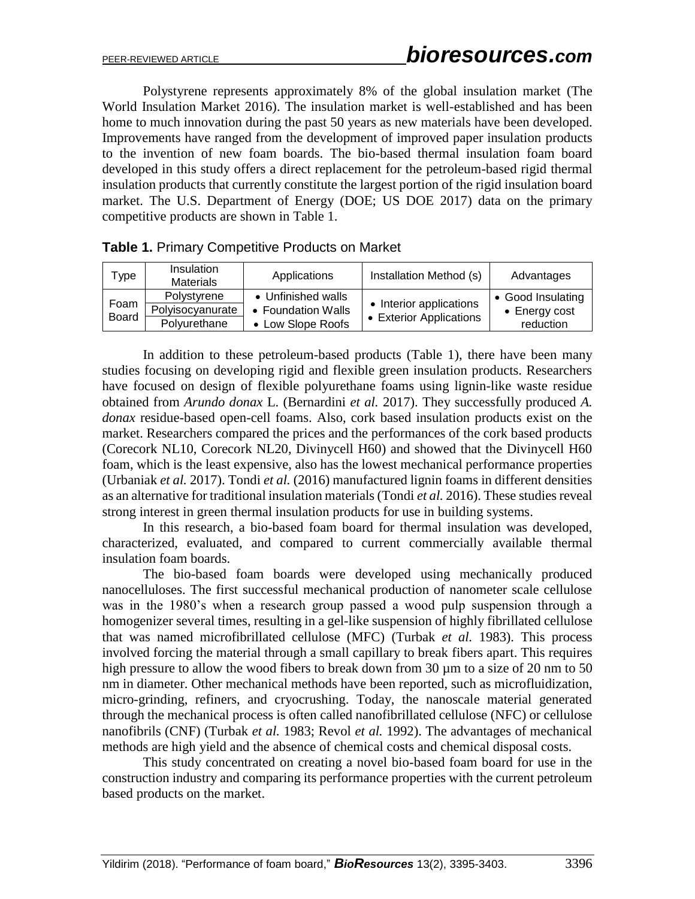Polystyrene represents approximately 8% of the global insulation market (The World Insulation Market 2016). The insulation market is well-established and has been home to much innovation during the past 50 years as new materials have been developed. Improvements have ranged from the development of improved paper insulation products to the invention of new foam boards. The bio-based thermal insulation foam board developed in this study offers a direct replacement for the petroleum-based rigid thermal insulation products that currently constitute the largest portion of the rigid insulation board market. The U.S. Department of Energy (DOE; US DOE 2017) data on the primary competitive products are shown in Table 1.

**Table 1.** Primary Competitive Products on Market

| Type | Insulation Materials | Applications | Installation Method (s) | Advantages |
|---|---|---|---|---|
| Foam Board | Polystyrene | • Unfinished walls | • Interior applications | • Good Insulating |
| | Polyisocyanurate | • Foundation Walls | • Exterior Applications | • Energy cost reduction |
| | Polyurethane | • Low Slope Roofs | | |

In addition to these petroleum-based products (Table 1), there have been many studies focusing on developing rigid and flexible green insulation products. Researchers have focused on design of flexible polyurethane foams using lignin-like waste residue obtained from *Arundo donax* L. (Bernardini *et al.* 2017). They successfully produced *A. donax* residue-based open-cell foams. Also, cork based insulation products exist on the market. Researchers compared the prices and the performances of the cork based products (Corecork NL10, Corecork NL20, Divinycell H60) and showed that the Divinycell H60 foam, which is the least expensive, also has the lowest mechanical performance properties (Urbaniak *et al.* 2017). Tondi *et al.* (2016) manufactured lignin foams in different densities as an alternative for traditional insulation materials (Tondi *et al.* 2016). These studies reveal strong interest in green thermal insulation products for use in building systems.

In this research, a bio-based foam board for thermal insulation was developed, characterized, evaluated, and compared to current commercially available thermal insulation foam boards.

The bio-based foam boards were developed using mechanically produced nanocelluloses. The first successful mechanical production of nanometer scale cellulose was in the 1980's when a research group passed a wood pulp suspension through a homogenizer several times, resulting in a gel-like suspension of highly fibrillated cellulose that was named microfibrillated cellulose (MFC) (Turbak *et al.* 1983). This process involved forcing the material through a small capillary to break fibers apart. This requires high pressure to allow the wood fibers to break down from 30 µm to a size of 20 nm to 50 nm in diameter. Other mechanical methods have been reported, such as microfluidization, micro-grinding, refiners, and cryocrushing. Today, the nanoscale material generated through the mechanical process is often called nanofibrillated cellulose (NFC) or cellulose nanofibrils (CNF) (Turbak *et al.* 1983; Revol *et al.* 1992). The advantages of mechanical methods are high yield and the absence of chemical costs and chemical disposal costs.

This study concentrated on creating a novel bio-based foam board for use in the construction industry and comparing its performance properties with the current petroleum based products on the market.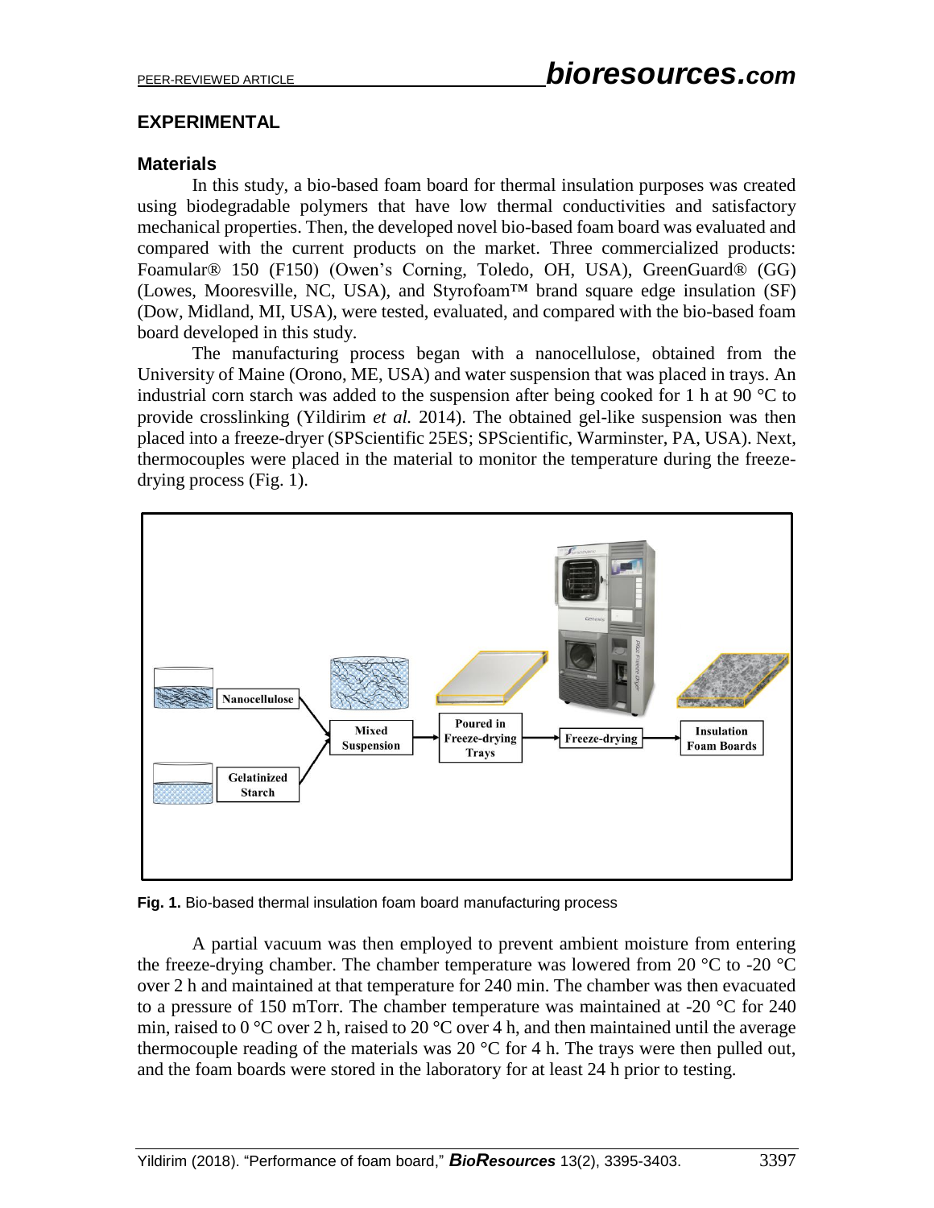## EXPERIMENTAL

### Materials

In this study, a bio-based foam board for thermal insulation purposes was created using biodegradable polymers that have low thermal conductivities and satisfactory mechanical properties. Then, the developed novel bio-based foam board was evaluated and compared with the current products on the market. Three commercialized products: Foamular® 150 (F150) (Owen's Corning, Toledo, OH, USA), GreenGuard® (GG) (Lowes, Mooresville, NC, USA), and Styrofoam™ brand square edge insulation (SF) (Dow, Midland, MI, USA), were tested, evaluated, and compared with the bio-based foam board developed in this study.

The manufacturing process began with a nanocellulose, obtained from the University of Maine (Orono, ME, USA) and water suspension that was placed in trays. An industrial corn starch was added to the suspension after being cooked for 1 h at 90 °C to provide crosslinking (Yildirim *et al.* 2014). The obtained gel-like suspension was then placed into a freeze-dryer (SPScientific 25ES; SPScientific, Warminster, PA, USA). Next, thermocouples were placed in the material to monitor the temperature during the freeze-drying process (Fig. 1).

**Fig. 1.** Bio-based thermal insulation foam board manufacturing process

A partial vacuum was then employed to prevent ambient moisture from entering the freeze-drying chamber. The chamber temperature was lowered from 20 °C to -20 °C over 2 h and maintained at that temperature for 240 min. The chamber was then evacuated to a pressure of 150 mTorr. The chamber temperature was maintained at -20 °C for 240 min, raised to 0 °C over 2 h, raised to 20 °C over 4 h, and then maintained until the average thermocouple reading of the materials was 20 °C for 4 h. The trays were then pulled out, and the foam boards were stored in the laboratory for at least 24 h prior to testing.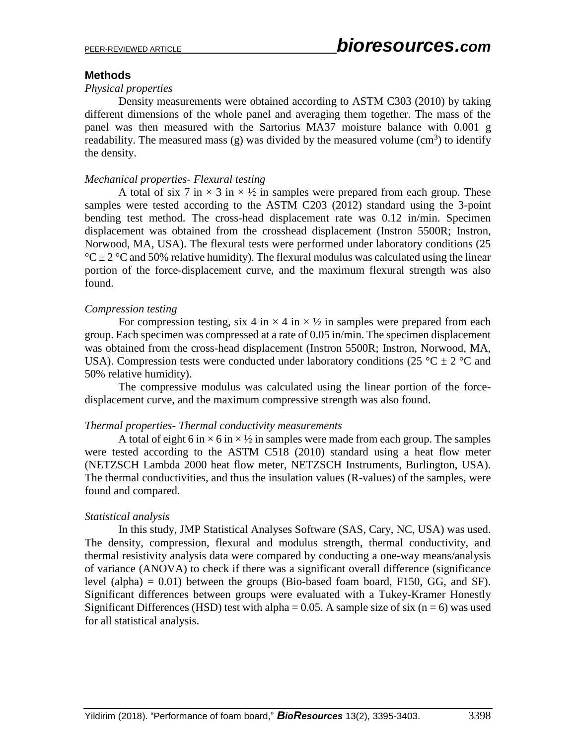## Methods

*Physical properties*

Density measurements were obtained according to ASTM C303 (2010) by taking different dimensions of the whole panel and averaging them together. The mass of the panel was then measured with the Sartorius MA37 moisture balance with 0.001 g readability. The measured mass (g) was divided by the measured volume ($cm^3$) to identify the density.

*Mechanical properties- Flexural testing*

A total of six 7 in × 3 in × ½ in samples were prepared from each group. These samples were tested according to the ASTM C203 (2012) standard using the 3-point bending test method. The cross-head displacement rate was 0.12 in/min. Specimen displacement was obtained from the crosshead displacement (Instron 5500R; Instron, Norwood, MA, USA). The flexural tests were performed under laboratory conditions (25 °C ± 2 °C and 50% relative humidity). The flexural modulus was calculated using the linear portion of the force-displacement curve, and the maximum flexural strength was also found.

*Compression testing*

For compression testing, six 4 in × 4 in × ½ in samples were prepared from each group. Each specimen was compressed at a rate of 0.05 in/min. The specimen displacement was obtained from the cross-head displacement (Instron 5500R; Instron, Norwood, MA, USA). Compression tests were conducted under laboratory conditions (25 °C ± 2 °C and 50% relative humidity).

The compressive modulus was calculated using the linear portion of the force-displacement curve, and the maximum compressive strength was also found.

*Thermal properties- Thermal conductivity measurements*

A total of eight 6 in × 6 in × ½ in samples were made from each group. The samples were tested according to the ASTM C518 (2010) standard using a heat flow meter (NETZSCH Lambda 2000 heat flow meter, NETZSCH Instruments, Burlington, USA). The thermal conductivities, and thus the insulation values (R-values) of the samples, were found and compared.

*Statistical analysis*

In this study, JMP Statistical Analyses Software (SAS, Cary, NC, USA) was used. The density, compression, flexural and modulus strength, thermal conductivity, and thermal resistivity analysis data were compared by conducting a one-way means/analysis of variance (ANOVA) to check if there was a significant overall difference (significance level (alpha) = 0.01) between the groups (Bio-based foam board, F150, GG, and SF). Significant differences between groups were evaluated with a Tukey-Kramer Honestly Significant Differences (HSD) test with alpha = 0.05. A sample size of six ($n = 6$) was used for all statistical analysis.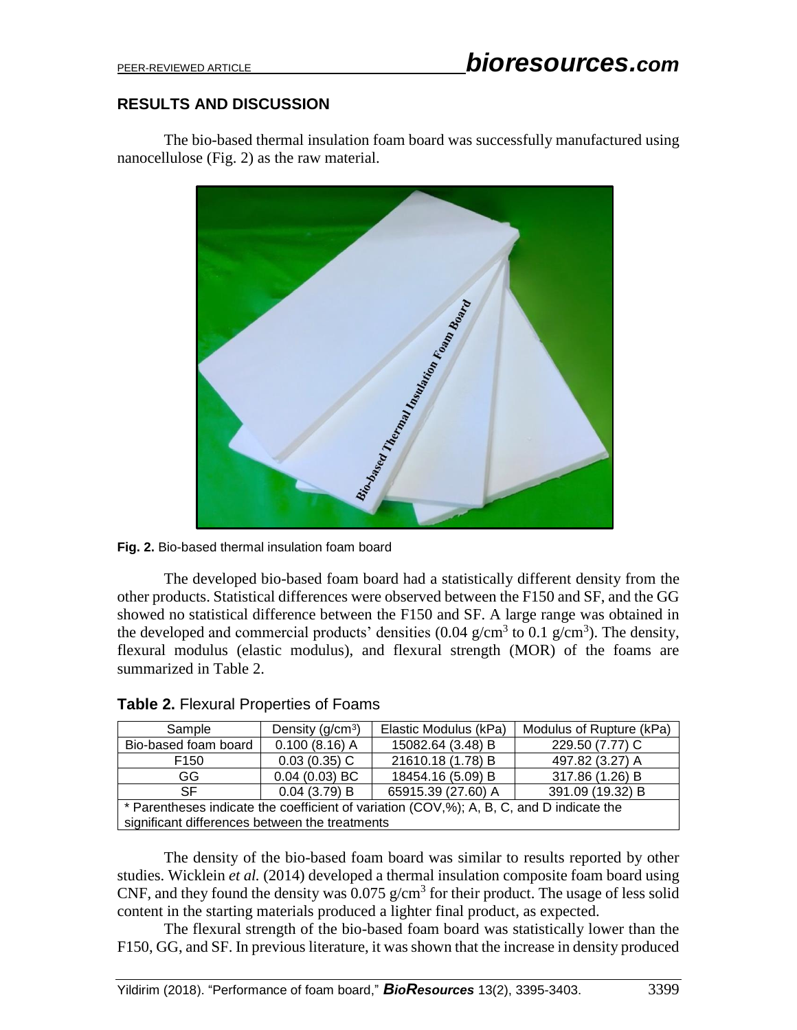## RESULTS AND DISCUSSION

The bio-based thermal insulation foam board was successfully manufactured using nanocellulose (Fig. 2) as the raw material.

**Fig. 2.** Bio-based thermal insulation foam board

The developed bio-based foam board had a statistically different density from the other products. Statistical differences were observed between the F150 and SF, and the GG showed no statistical difference between the F150 and SF. A large range was obtained in the developed and commercial products' densities (0.04 g/cm$^3$ to 0.1 g/cm$^3$). The density, flexural modulus (elastic modulus), and flexural strength (MOR) of the foams are summarized in Table 2.

**Table 2.** Flexural Properties of Foams

| Sample | Density (g/cm$^3$) | Elastic Modulus (kPa) | Modulus of Rupture (kPa) |
|---|---|---|---|
| Bio-based foam board | 0.100 (8.16) A | 15082.64 (3.48) B | 229.50 (7.77) C |
| F150 | 0.03 (0.35) C | 21610.18 (1.78) B | 497.82 (3.27) A |
| GG | 0.04 (0.03) BC | 18454.16 (5.09) B | 317.86 (1.26) B |
| SF | 0.04 (3.79) B | 65915.39 (27.60) A | 391.09 (19.32) B |

\* Parentheses indicate the coefficient of variation (COV,%); A, B, C, and D indicate the significant differences between the treatments

The density of the bio-based foam board was similar to results reported by other studies. Wicklein *et al.* (2014) developed a thermal insulation composite foam board using CNF, and they found the density was 0.075 g/cm$^3$ for their product. The usage of less solid content in the starting materials produced a lighter final product, as expected.

The flexural strength of the bio-based foam board was statistically lower than the F150, GG, and SF. In previous literature, it was shown that the increase in density produced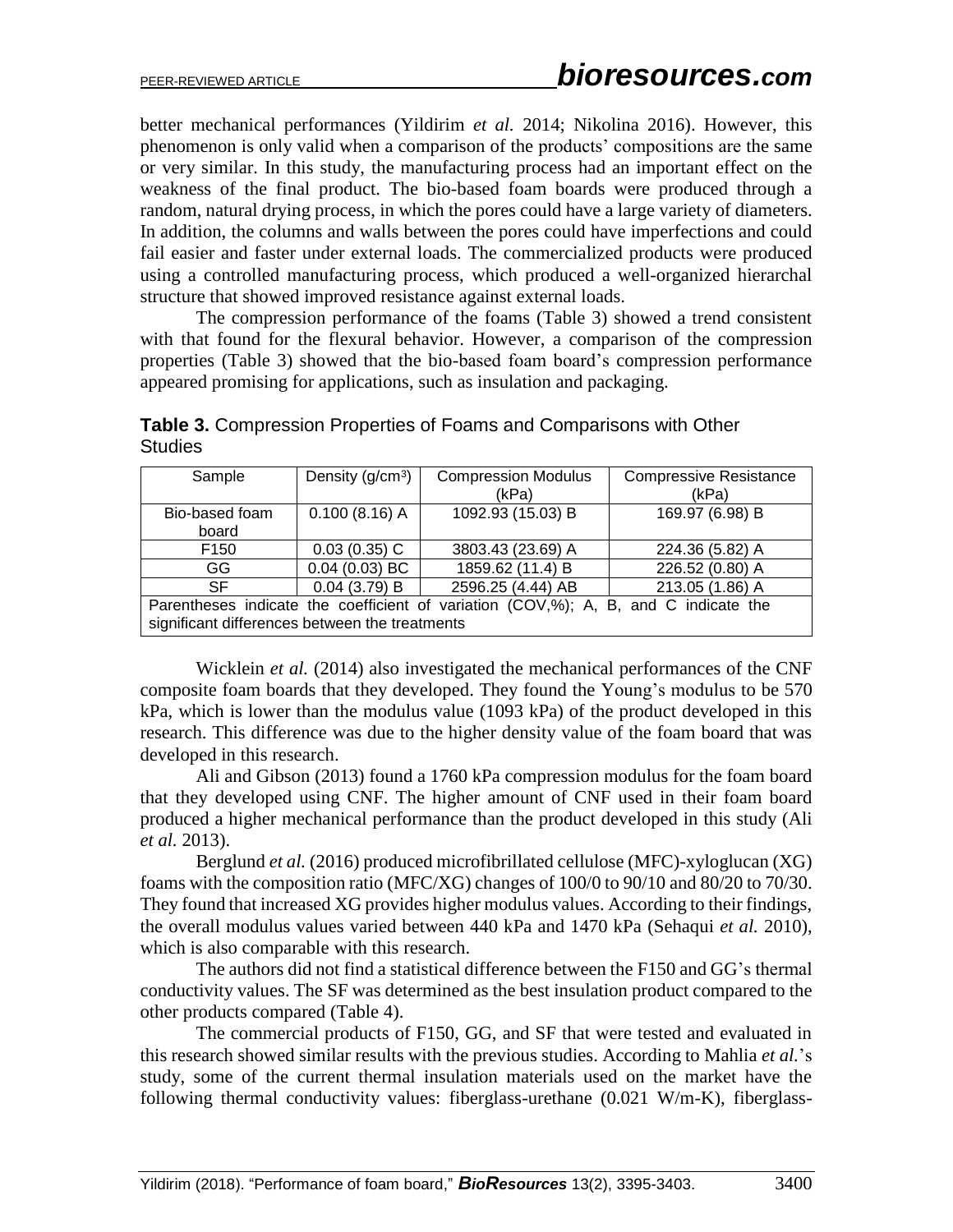better mechanical performances (Yildirim *et al.* 2014; Nikolina 2016). However, this phenomenon is only valid when a comparison of the products' compositions are the same or very similar. In this study, the manufacturing process had an important effect on the weakness of the final product. The bio-based foam boards were produced through a random, natural drying process, in which the pores could have a large variety of diameters. In addition, the columns and walls between the pores could have imperfections and could fail easier and faster under external loads. The commercialized products were produced using a controlled manufacturing process, which produced a well-organized hierarchal structure that showed improved resistance against external loads.

The compression performance of the foams (Table 3) showed a trend consistent with that found for the flexural behavior. However, a comparison of the compression properties (Table 3) showed that the bio-based foam board's compression performance appeared promising for applications, such as insulation and packaging.

**Table 3.** Compression Properties of Foams and Comparisons with Other Studies

| Sample | Density (g/cm$^3$) | Compression Modulus (kPa) | Compressive Resistance (kPa) |
|---|---|---|---|
| Bio-based foam board | 0.100 (8.16) A | 1092.93 (15.03) B | 169.97 (6.98) B |
| F150 | 0.03 (0.35) C | 3803.43 (23.69) A | 224.36 (5.82) A |
| GG | 0.04 (0.03) BC | 1859.62 (11.4) B | 226.52 (0.80) A |
| SF | 0.04 (3.79) B | 2596.25 (4.44) AB | 213.05 (1.86) A |

Parentheses indicate the coefficient of variation (COV,%); A, B, and C indicate the significant differences between the treatments

Wicklein *et al.* (2014) also investigated the mechanical performances of the CNF composite foam boards that they developed. They found the Young's modulus to be 570 kPa, which is lower than the modulus value (1093 kPa) of the product developed in this research. This difference was due to the higher density value of the foam board that was developed in this research.

Ali and Gibson (2013) found a 1760 kPa compression modulus for the foam board that they developed using CNF. The higher amount of CNF used in their foam board produced a higher mechanical performance than the product developed in this study (Ali *et al.* 2013).

Berglund *et al.* (2016) produced microfibrillated cellulose (MFC)-xyloglucan (XG) foams with the composition ratio (MFC/XG) changes of 100/0 to 90/10 and 80/20 to 70/30. They found that increased XG provides higher modulus values. According to their findings, the overall modulus values varied between 440 kPa and 1470 kPa (Sehaqui *et al.* 2010), which is also comparable with this research.

The authors did not find a statistical difference between the F150 and GG's thermal conductivity values. The SF was determined as the best insulation product compared to the other products compared (Table 4).

The commercial products of F150, GG, and SF that were tested and evaluated in this research showed similar results with the previous studies. According to Mahlia *et al.*'s study, some of the current thermal insulation materials used on the market have the following thermal conductivity values: fiberglass-urethane (0.021 W/m-K), fiberglass-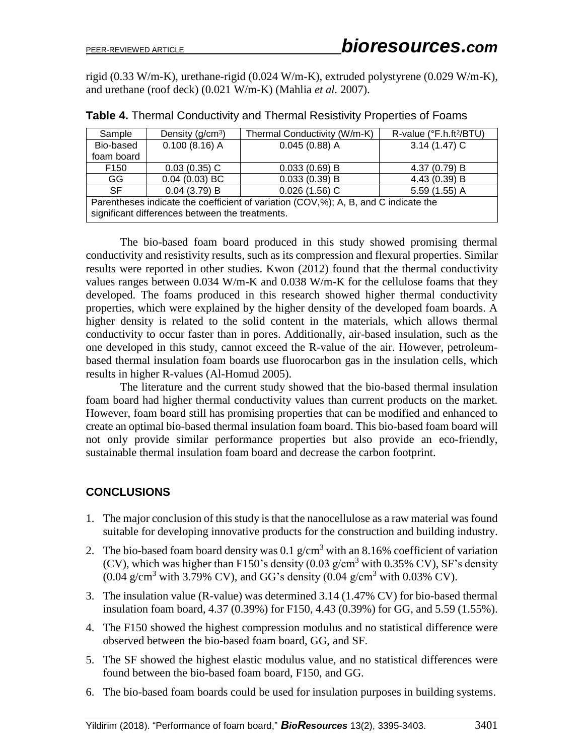rigid (0.33 W/m-K), urethane-rigid (0.024 W/m-K), extruded polystyrene (0.029 W/m-K), and urethane (roof deck) (0.021 W/m-K) (Mahlia *et al.* 2007).

**Table 4.** Thermal Conductivity and Thermal Resistivity Properties of Foams

| Sample | Density ($g/cm^3$) | Thermal Conductivity (W/m-K) | R-value (°F.h.ft²/BTU) |
|---|---|---|---|
| Bio-based foam board | 0.100 (8.16) A | 0.045 (0.88) A | 3.14 (1.47) C |
| F150 | 0.03 (0.35) C | 0.033 (0.69) B | 4.37 (0.79) B |
| GG | 0.04 (0.03) BC | 0.033 (0.39) B | 4.43 (0.39) B |
| SF | 0.04 (3.79) B | 0.026 (1.56) C | 5.59 (1.55) A |
| Parentheses indicate the coefficient of variation (COV,%); A, B, and C indicate the significant differences between the treatments. | | | |

The bio-based foam board produced in this study showed promising thermal conductivity and resistivity results, such as its compression and flexural properties. Similar results were reported in other studies. Kwon (2012) found that the thermal conductivity values ranges between 0.034 W/m-K and 0.038 W/m-K for the cellulose foams that they developed. The foams produced in this research showed higher thermal conductivity properties, which were explained by the higher density of the developed foam boards. A higher density is related to the solid content in the materials, which allows thermal conductivity to occur faster than in pores. Additionally, air-based insulation, such as the one developed in this study, cannot exceed the R-value of the air. However, petroleum-based thermal insulation foam boards use fluorocarbon gas in the insulation cells, which results in higher R-values (Al-Homud 2005).

The literature and the current study showed that the bio-based thermal insulation foam board had higher thermal conductivity values than current products on the market. However, foam board still has promising properties that can be modified and enhanced to create an optimal bio-based thermal insulation foam board. This bio-based foam board will not only provide similar performance properties but also provide an eco-friendly, sustainable thermal insulation foam board and decrease the carbon footprint.

## CONCLUSIONS

1. The major conclusion of this study is that the nanocellulose as a raw material was found suitable for developing innovative products for the construction and building industry.
2. The bio-based foam board density was 0.1 $g/cm^3$ with an 8.16% coefficient of variation (CV), which was higher than F150's density (0.03 $g/cm^3$ with 0.35% CV), SF's density (0.04 $g/cm^3$ with 3.79% CV), and GG's density (0.04 $g/cm^3$ with 0.03% CV).
3. The insulation value (R-value) was determined 3.14 (1.47% CV) for bio-based thermal insulation foam board, 4.37 (0.39%) for F150, 4.43 (0.39%) for GG, and 5.59 (1.55%).
4. The F150 showed the highest compression modulus and no statistical difference were observed between the bio-based foam board, GG, and SF.
5. The SF showed the highest elastic modulus value, and no statistical differences were found between the bio-based foam board, F150, and GG.
6. The bio-based foam boards could be used for insulation purposes in building systems.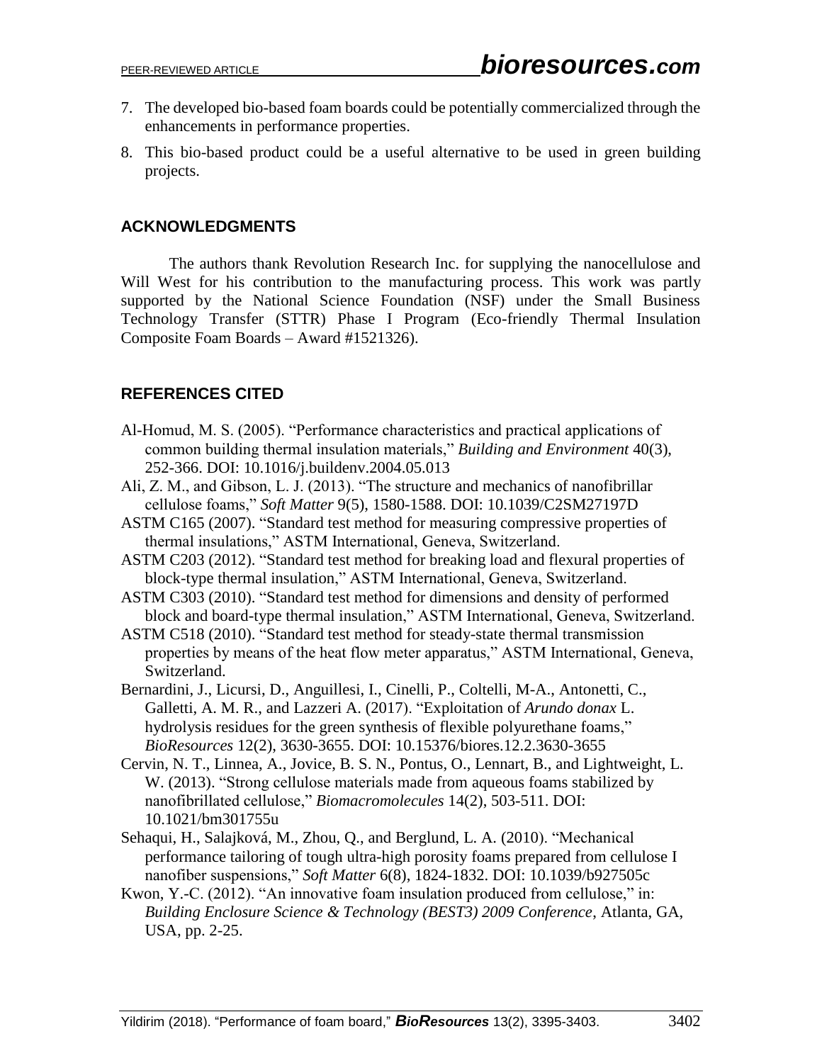7. The developed bio-based foam boards could be potentially commercialized through the enhancements in performance properties.
8. This bio-based product could be a useful alternative to be used in green building projects.

## ACKNOWLEDGMENTS

The authors thank Revolution Research Inc. for supplying the nanocellulose and Will West for his contribution to the manufacturing process. This work was partly supported by the National Science Foundation (NSF) under the Small Business Technology Transfer (STTR) Phase I Program (Eco-friendly Thermal Insulation Composite Foam Boards – Award #1521326).

## REFERENCES CITED

Al-Homud, M. S. (2005). "Performance characteristics and practical applications of common building thermal insulation materials," *Building and Environment* 40(3), 252-366. DOI: 10.1016/j.buildenv.2004.05.013

Ali, Z. M., and Gibson, L. J. (2013). "The structure and mechanics of nanofibrillar cellulose foams," *Soft Matter* 9(5), 1580-1588. DOI: 10.1039/C2SM27197D

ASTM C165 (2007). "Standard test method for measuring compressive properties of thermal insulations," ASTM International, Geneva, Switzerland.

ASTM C203 (2012). "Standard test method for breaking load and flexural properties of block-type thermal insulation," ASTM International, Geneva, Switzerland.

ASTM C303 (2010). "Standard test method for dimensions and density of performed block and board-type thermal insulation," ASTM International, Geneva, Switzerland.

ASTM C518 (2010). "Standard test method for steady-state thermal transmission properties by means of the heat flow meter apparatus," ASTM International, Geneva, Switzerland.

Bernardini, J., Licursi, D., Anguillesi, I., Cinelli, P., Coltelli, M-A., Antonetti, C., Galletti, A. M. R., and Lazzeri A. (2017). "Exploitation of *Arundo donax* L. hydrolysis residues for the green synthesis of flexible polyurethane foams," *BioResources* 12(2), 3630-3655. DOI: 10.15376/biores.12.2.3630-3655

Cervin, N. T., Linnea, A., Jovice, B. S. N., Pontus, O., Lennart, B., and Lightweight, L. W. (2013). "Strong cellulose materials made from aqueous foams stabilized by nanofibrillated cellulose," *Biomacromolecules* 14(2), 503-511. DOI: 10.1021/bm301755u

Sehaqui, H., Salajková, M., Zhou, Q., and Berglund, L. A. (2010). "Mechanical performance tailoring of tough ultra-high porosity foams prepared from cellulose I nanofiber suspensions," *Soft Matter* 6(8), 1824-1832. DOI: 10.1039/b927505c

Kwon, Y.-C. (2012). "An innovative foam insulation produced from cellulose," in: *Building Enclosure Science & Technology (BEST3) 2009 Conference*, Atlanta, GA, USA, pp. 2-25.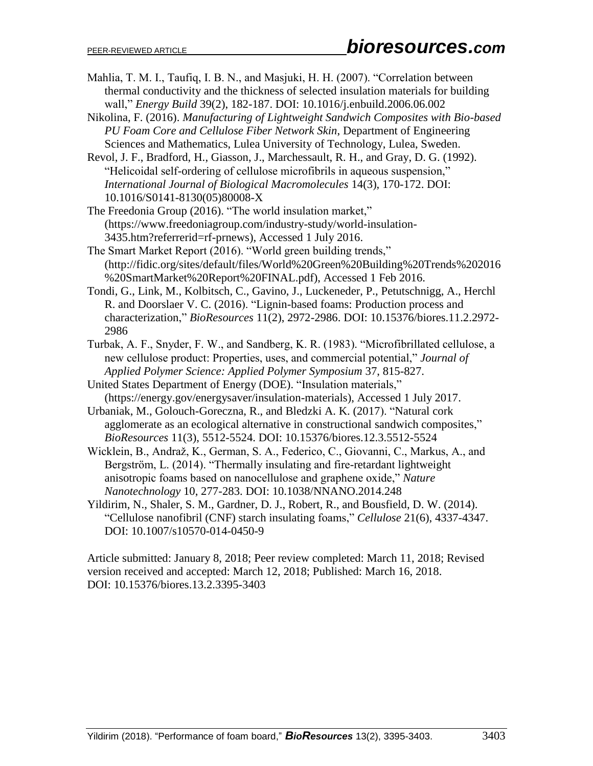Mahlia, T. M. I., Taufiq, I. B. N., and Masjuki, H. H. (2007). "Correlation between thermal conductivity and the thickness of selected insulation materials for building wall," *Energy Build* 39(2), 182-187. DOI: 10.1016/j.enbuild.2006.06.002

Nikolina, F. (2016). *Manufacturing of Lightweight Sandwich Composites with Bio-based PU Foam Core and Cellulose Fiber Network Skin*, Department of Engineering Sciences and Mathematics, Lulea University of Technology, Lulea, Sweden.

Revol, J. F., Bradford, H., Giasson, J., Marchessault, R. H., and Gray, D. G. (1992). "Helicoidal self-ordering of cellulose microfibrils in aqueous suspension," *International Journal of Biological Macromolecules* 14(3), 170-172. DOI: 10.1016/S0141-8130(05)80008-X

The Freedonia Group (2016). "The world insulation market," (https://www.freedoniagroup.com/industry-study/world-insulation-3435.htm?referrerid=rf-prnews), Accessed 1 July 2016.

The Smart Market Report (2016). "World green building trends," (http://fidic.org/sites/default/files/World%20Green%20Building%20Trends%202016%20SmartMarket%20Report%20FINAL.pdf), Accessed 1 Feb 2016.

Tondi, G., Link, M., Kolbitsch, C., Gavino, J., Luckeneder, P., Petutschnigg, A., Herchl R. and Doorslaer V. C. (2016). "Lignin-based foams: Production process and characterization," *BioResources* 11(2), 2972-2986. DOI: 10.15376/biores.11.2.2972-2986

Turbak, A. F., Snyder, F. W., and Sandberg, K. R. (1983). "Microfibrillated cellulose, a new cellulose product: Properties, uses, and commercial potential," *Journal of Applied Polymer Science: Applied Polymer Symposium* 37, 815-827.

United States Department of Energy (DOE). "Insulation materials," (https://energy.gov/energysaver/insulation-materials), Accessed 1 July 2017.

Urbaniak, M., Golouch-Goreczna, R., and Bledzki A. K. (2017). "Natural cork agglomerate as an ecological alternative in constructional sandwich composites," *BioResources* 11(3), 5512-5524. DOI: 10.15376/biores.12.3.5512-5524

Wicklein, B., Andraž, K., German, S. A., Federico, C., Giovanni, C., Markus, A., and Bergström, L. (2014). "Thermally insulating and fire-retardant lightweight anisotropic foams based on nanocellulose and graphene oxide," *Nature Nanotechnology* 10, 277-283. DOI: 10.1038/NNANO.2014.248

Yildirim, N., Shaler, S. M., Gardner, D. J., Robert, R., and Bousfield, D. W. (2014). "Cellulose nanofibril (CNF) starch insulating foams," *Cellulose* 21(6), 4337-4347. DOI: 10.1007/s10570-014-0450-9

Article submitted: January 8, 2018; Peer review completed: March 11, 2018; Revised version received and accepted: March 12, 2018; Published: March 16, 2018.
DOI: 10.15376/biores.13.2.3395-3403